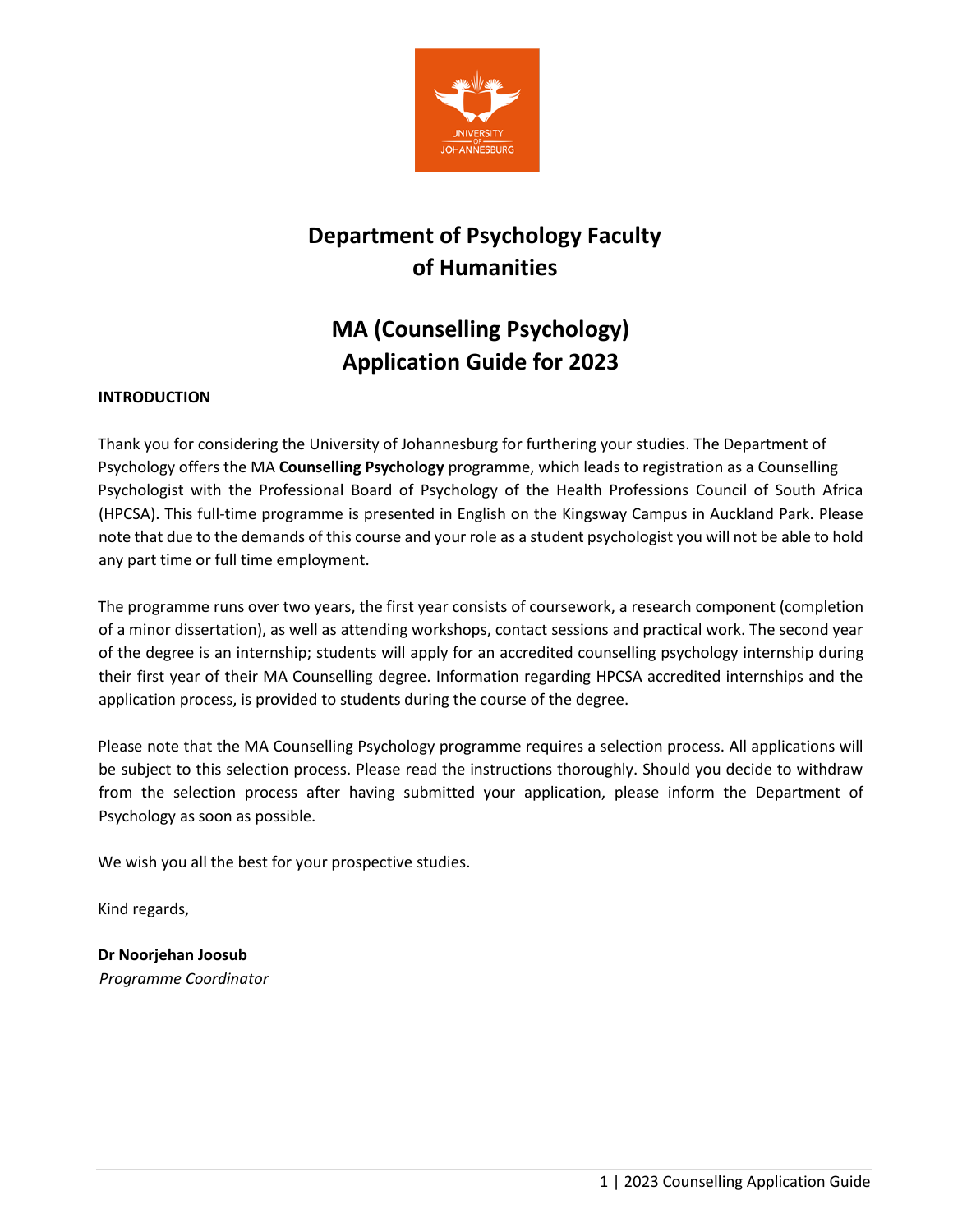# Department of Psychology Faculty of Humanities

# MA (Counselling Psychology) Application Guide for 2023

**INTRODUCTION**

Thank you for considering the University of Johannesburg for furthering your studies. The Department of Psychology offers the MA **Counselling Psychology** programme, which leads to registration as a Counselling Psychologist with the Professional Board of Psychology of the Health Professions Council of South Africa (HPCSA). This full-time programme is presented in English on the Kingsway Campus in Auckland Park. Please note that due to the demands of this course and your role as a student psychologist you will not be able to hold any part time or full time employment.

The programme runs over two years, the first year consists of coursework, a research component (completion of a minor dissertation), as well as attending workshops, contact sessions and practical work. The second year of the degree is an internship; students will apply for an accredited counselling psychology internship during their first year of their MA Counselling degree. Information regarding HPCSA accredited internships and the application process, is provided to students during the course of the degree.

Please note that the MA Counselling Psychology programme requires a selection process. All applications will be subject to this selection process. Please read the instructions thoroughly. Should you decide to withdraw from the selection process after having submitted your application, please inform the Department of Psychology as soon as possible.

We wish you all the best for your prospective studies.

Kind regards,

**Dr Noorjehan Joosub**
*Programme Coordinator*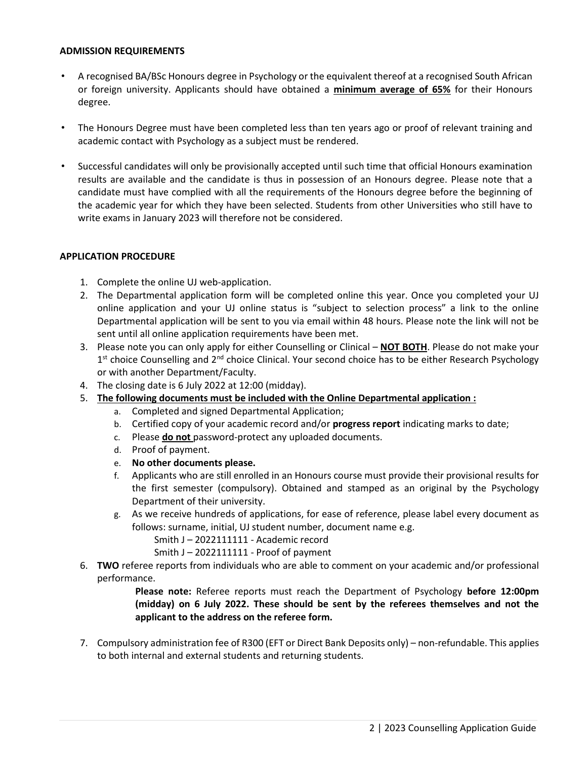**ADMISSION REQUIREMENTS**

- A recognised BA/BSc Honours degree in Psychology or the equivalent thereof at a recognised South African or foreign university. Applicants should have obtained a **minimum average of 65%** for their Honours degree.

- The Honours Degree must have been completed less than ten years ago or proof of relevant training and academic contact with Psychology as a subject must be rendered.

- Successful candidates will only be provisionally accepted until such time that official Honours examination results are available and the candidate is thus in possession of an Honours degree. Please note that a candidate must have complied with all the requirements of the Honours degree before the beginning of the academic year for which they have been selected. Students from other Universities who still have to write exams in January 2023 will therefore not be considered.

**APPLICATION PROCEDURE**

1. Complete the online UJ web-application.
2. The Departmental application form will be completed online this year. Once you completed your UJ online application and your UJ online status is "subject to selection process" a link to the online Departmental application will be sent to you via email within 48 hours. Please note the link will not be sent until all online application requirements have been met.
3. Please note you can only apply for either Counselling or Clinical – **NOT BOTH**. Please do not make your 1st choice Counselling and 2nd choice Clinical. Your second choice has to be either Research Psychology or with another Department/Faculty.
4. The closing date is 6 July 2022 at 12:00 (midday).
5. **The following documents must be included with the Online Departmental application :**
   a. Completed and signed Departmental Application;
   b. Certified copy of your academic record and/or **progress report** indicating marks to date;
   c. Please **do not** password-protect any uploaded documents.
   d. Proof of payment.
   e. **No other documents please.**
   f. Applicants who are still enrolled in an Honours course must provide their provisional results for the first semester (compulsory). Obtained and stamped as an original by the Psychology Department of their university.
   g. As we receive hundreds of applications, for ease of reference, please label every document as follows: surname, initial, UJ student number, document name e.g.
      Smith J – 2022111111 - Academic record
      Smith J – 2022111111 - Proof of payment
6. **TWO** referee reports from individuals who are able to comment on your academic and/or professional performance.

   **Please note:** Referee reports must reach the Department of Psychology **before 12:00pm (midday) on 6 July 2022. These should be sent by the referees themselves and not the applicant to the address on the referee form.**

7. Compulsory administration fee of R300 (EFT or Direct Bank Deposits only) – non-refundable. This applies to both internal and external students and returning students.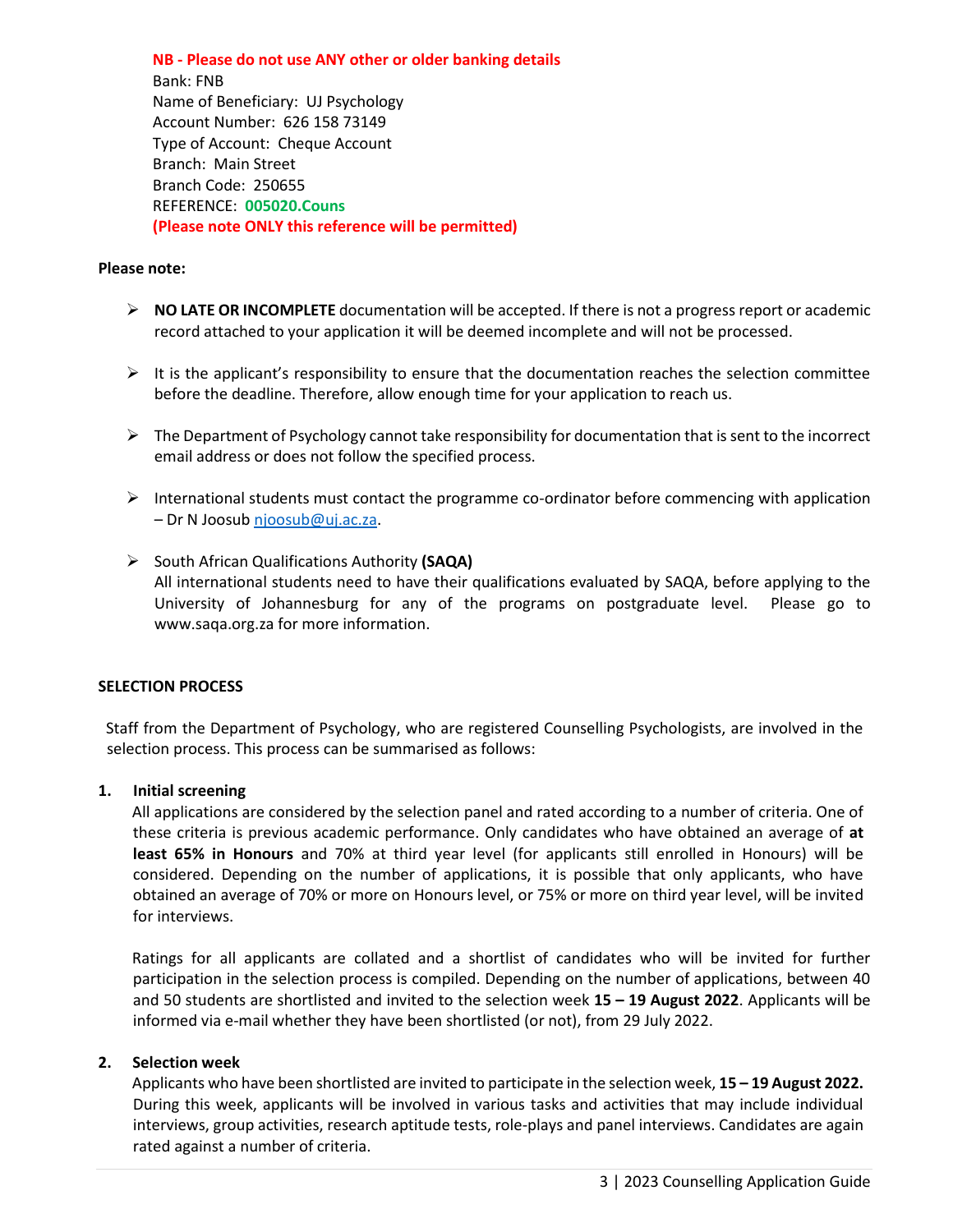**NB - Please do not use ANY other or older banking details**
Bank: FNB
Name of Beneficiary: UJ Psychology
Account Number: 626 158 73149
Type of Account: Cheque Account
Branch: Main Street
Branch Code: 250655
REFERENCE: **005020.Couns**
**(Please note ONLY this reference will be permitted)**

**Please note:**

- **NO LATE OR INCOMPLETE** documentation will be accepted. If there is not a progress report or academic record attached to your application it will be deemed incomplete and will not be processed.
- It is the applicant's responsibility to ensure that the documentation reaches the selection committee before the deadline. Therefore, allow enough time for your application to reach us.
- The Department of Psychology cannot take responsibility for documentation that is sent to the incorrect email address or does not follow the specified process.
- International students must contact the programme co-ordinator before commencing with application – Dr N Joosub njoosub@uj.ac.za.
- South African Qualifications Authority **(SAQA)**
  All international students need to have their qualifications evaluated by SAQA, before applying to the University of Johannesburg for any of the programs on postgraduate level. Please go to www.saqa.org.za for more information.

## SELECTION PROCESS

Staff from the Department of Psychology, who are registered Counselling Psychologists, are involved in the selection process. This process can be summarised as follows:

### 1. Initial screening

All applications are considered by the selection panel and rated according to a number of criteria. One of these criteria is previous academic performance. Only candidates who have obtained an average of **at least 65% in Honours** and 70% at third year level (for applicants still enrolled in Honours) will be considered. Depending on the number of applications, it is possible that only applicants, who have obtained an average of 70% or more on Honours level, or 75% or more on third year level, will be invited for interviews.

Ratings for all applicants are collated and a shortlist of candidates who will be invited for further participation in the selection process is compiled. Depending on the number of applications, between 40 and 50 students are shortlisted and invited to the selection week **15 – 19 August 2022**. Applicants will be informed via e-mail whether they have been shortlisted (or not), from 29 July 2022.

### 2. Selection week

Applicants who have been shortlisted are invited to participate in the selection week, **15 – 19 August 2022.** During this week, applicants will be involved in various tasks and activities that may include individual interviews, group activities, research aptitude tests, role-plays and panel interviews. Candidates are again rated against a number of criteria.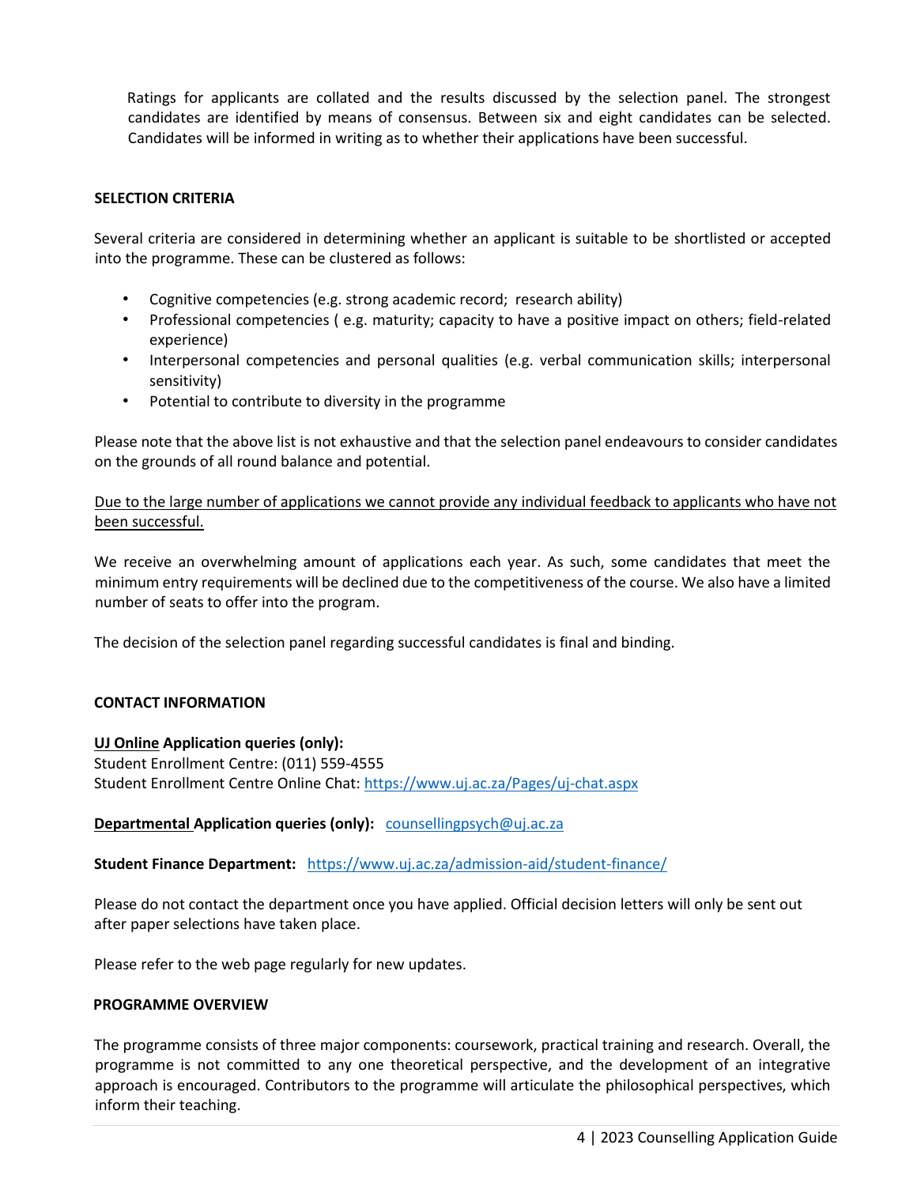Ratings for applicants are collated and the results discussed by the selection panel. The strongest candidates are identified by means of consensus. Between six and eight candidates can be selected. Candidates will be informed in writing as to whether their applications have been successful.

## SELECTION CRITERIA

Several criteria are considered in determining whether an applicant is suitable to be shortlisted or accepted into the programme. These can be clustered as follows:

- Cognitive competencies (e.g. strong academic record; research ability)
- Professional competencies ( e.g. maturity; capacity to have a positive impact on others; field-related experience)
- Interpersonal competencies and personal qualities (e.g. verbal communication skills; interpersonal sensitivity)
- Potential to contribute to diversity in the programme

Please note that the above list is not exhaustive and that the selection panel endeavours to consider candidates on the grounds of all round balance and potential.

<u>Due to the large number of applications we cannot provide any individual feedback to applicants who have not been successful.</u>

We receive an overwhelming amount of applications each year. As such, some candidates that meet the minimum entry requirements will be declined due to the competitiveness of the course. We also have a limited number of seats to offer into the program.

The decision of the selection panel regarding successful candidates is final and binding.

## CONTACT INFORMATION

**<u>UJ Online</u> Application queries (only):**
Student Enrollment Centre: (011) 559-4555
Student Enrollment Centre Online Chat: https://www.uj.ac.za/Pages/uj-chat.aspx

**<u>Departmental</u> Application queries (only):** counsellingpsych@uj.ac.za

**Student Finance Department:** https://www.uj.ac.za/admission-aid/student-finance/

Please do not contact the department once you have applied. Official decision letters will only be sent out after paper selections have taken place.

Please refer to the web page regularly for new updates.

## PROGRAMME OVERVIEW

The programme consists of three major components: coursework, practical training and research. Overall, the programme is not committed to any one theoretical perspective, and the development of an integrative approach is encouraged. Contributors to the programme will articulate the philosophical perspectives, which inform their teaching.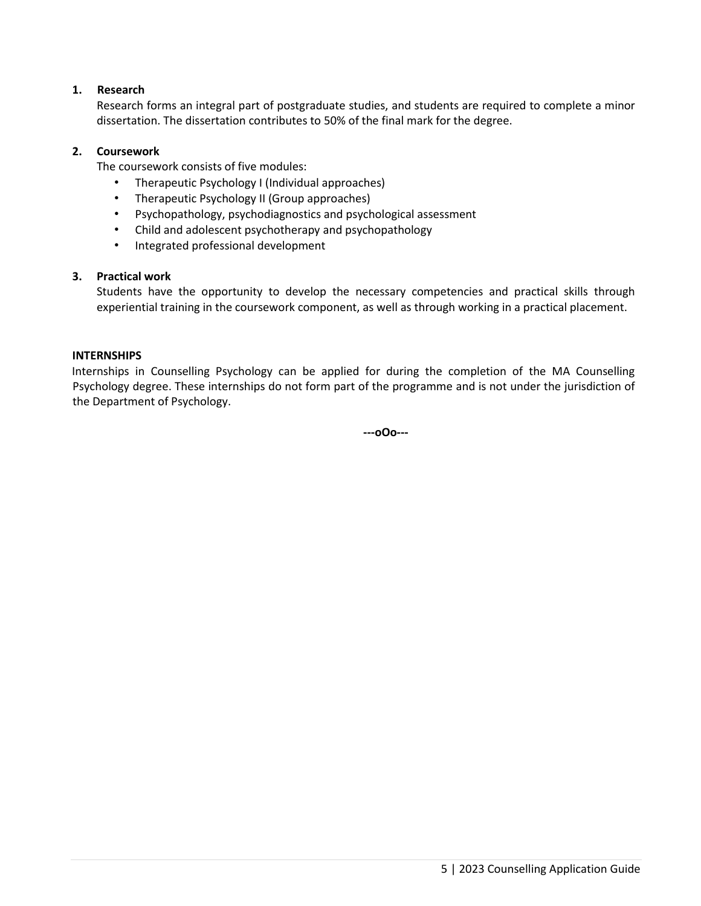1. **Research**
   Research forms an integral part of postgraduate studies, and students are required to complete a minor dissertation. The dissertation contributes to 50% of the final mark for the degree.

2. **Coursework**
   The coursework consists of five modules:
   - Therapeutic Psychology I (Individual approaches)
   - Therapeutic Psychology II (Group approaches)
   - Psychopathology, psychodiagnostics and psychological assessment
   - Child and adolescent psychotherapy and psychopathology
   - Integrated professional development

3. **Practical work**
   Students have the opportunity to develop the necessary competencies and practical skills through experiential training in the coursework component, as well as through working in a practical placement.

**INTERNSHIPS**

Internships in Counselling Psychology can be applied for during the completion of the MA Counselling Psychology degree. These internships do not form part of the programme and is not under the jurisdiction of the Department of Psychology.

**---oOo---**